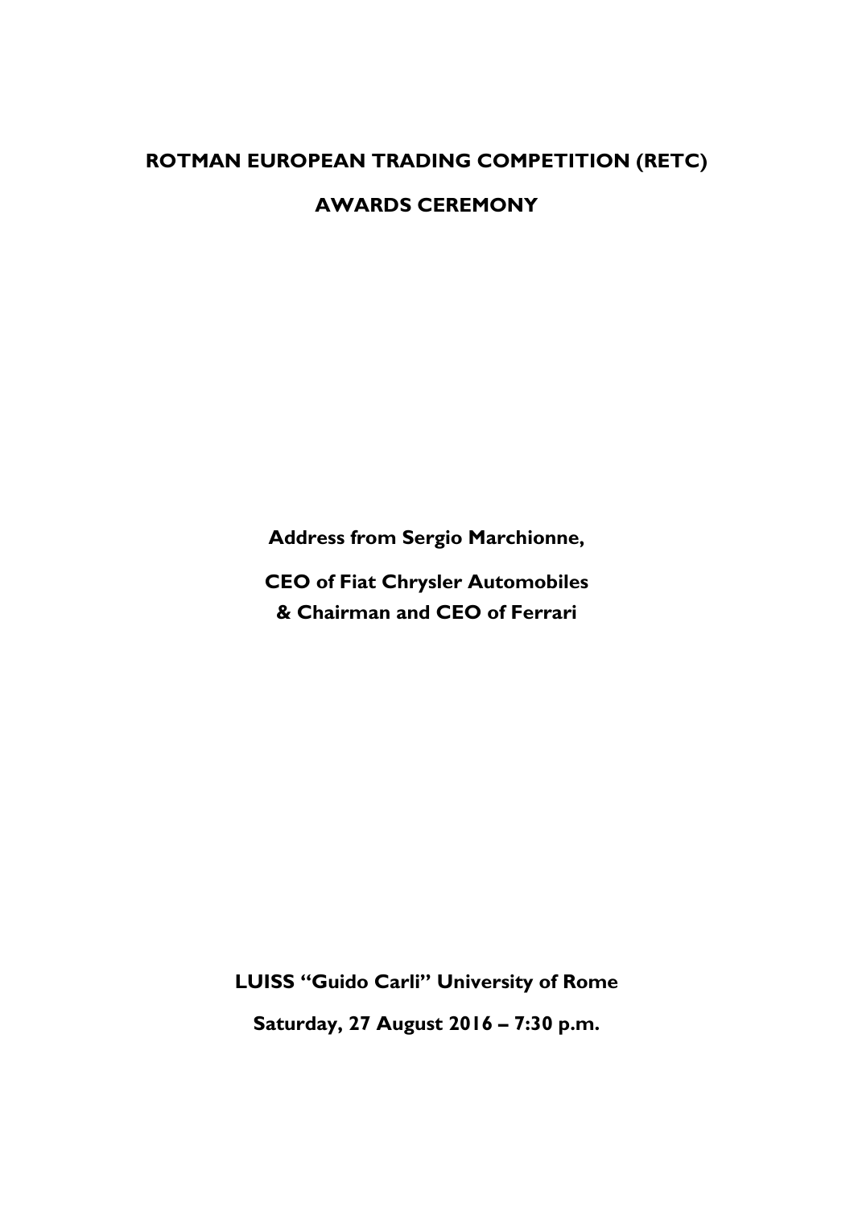# ROTMAN EUROPEAN TRADING COMPETITION (RETC)

# AWARDS CEREMONY

**Address from Sergio Marchionne,**

**CEO of Fiat Chrysler Automobiles**
**& Chairman and CEO of Ferrari**

**LUISS "Guido Carli" University of Rome**

**Saturday, 27 August 2016 – 7:30 p.m.**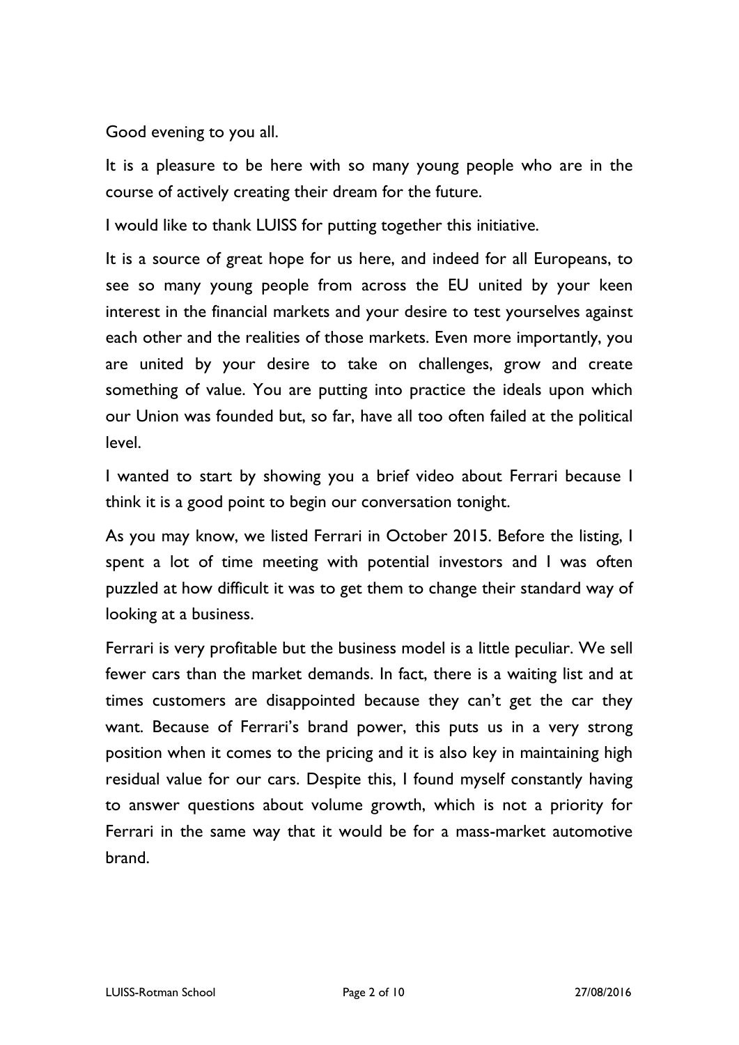Good evening to you all.

It is a pleasure to be here with so many young people who are in the course of actively creating their dream for the future.

I would like to thank LUISS for putting together this initiative.

It is a source of great hope for us here, and indeed for all Europeans, to see so many young people from across the EU united by your keen interest in the financial markets and your desire to test yourselves against each other and the realities of those markets. Even more importantly, you are united by your desire to take on challenges, grow and create something of value. You are putting into practice the ideals upon which our Union was founded but, so far, have all too often failed at the political level.

I wanted to start by showing you a brief video about Ferrari because I think it is a good point to begin our conversation tonight.

As you may know, we listed Ferrari in October 2015. Before the listing, I spent a lot of time meeting with potential investors and I was often puzzled at how difficult it was to get them to change their standard way of looking at a business.

Ferrari is very profitable but the business model is a little peculiar. We sell fewer cars than the market demands. In fact, there is a waiting list and at times customers are disappointed because they can't get the car they want. Because of Ferrari's brand power, this puts us in a very strong position when it comes to the pricing and it is also key in maintaining high residual value for our cars. Despite this, I found myself constantly having to answer questions about volume growth, which is not a priority for Ferrari in the same way that it would be for a mass-market automotive brand.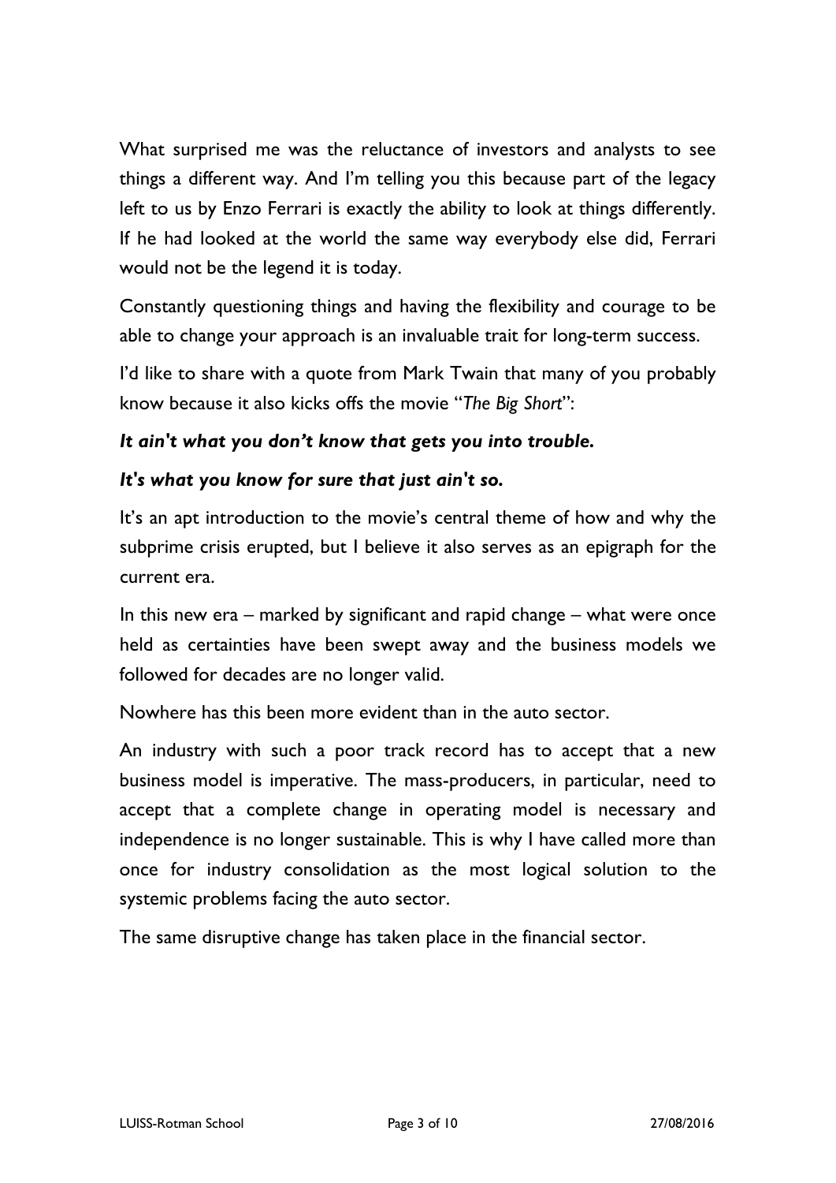What surprised me was the reluctance of investors and analysts to see things a different way. And I'm telling you this because part of the legacy left to us by Enzo Ferrari is exactly the ability to look at things differently. If he had looked at the world the same way everybody else did, Ferrari would not be the legend it is today.

Constantly questioning things and having the flexibility and courage to be able to change your approach is an invaluable trait for long-term success.

I'd like to share with a quote from Mark Twain that many of you probably know because it also kicks offs the movie "*The Big Short*":

***It ain't what you don't know that gets you into trouble.***

***It's what you know for sure that just ain't so.***

It's an apt introduction to the movie's central theme of how and why the subprime crisis erupted, but I believe it also serves as an epigraph for the current era.

In this new era – marked by significant and rapid change – what were once held as certainties have been swept away and the business models we followed for decades are no longer valid.

Nowhere has this been more evident than in the auto sector.

An industry with such a poor track record has to accept that a new business model is imperative. The mass-producers, in particular, need to accept that a complete change in operating model is necessary and independence is no longer sustainable. This is why I have called more than once for industry consolidation as the most logical solution to the systemic problems facing the auto sector.

The same disruptive change has taken place in the financial sector.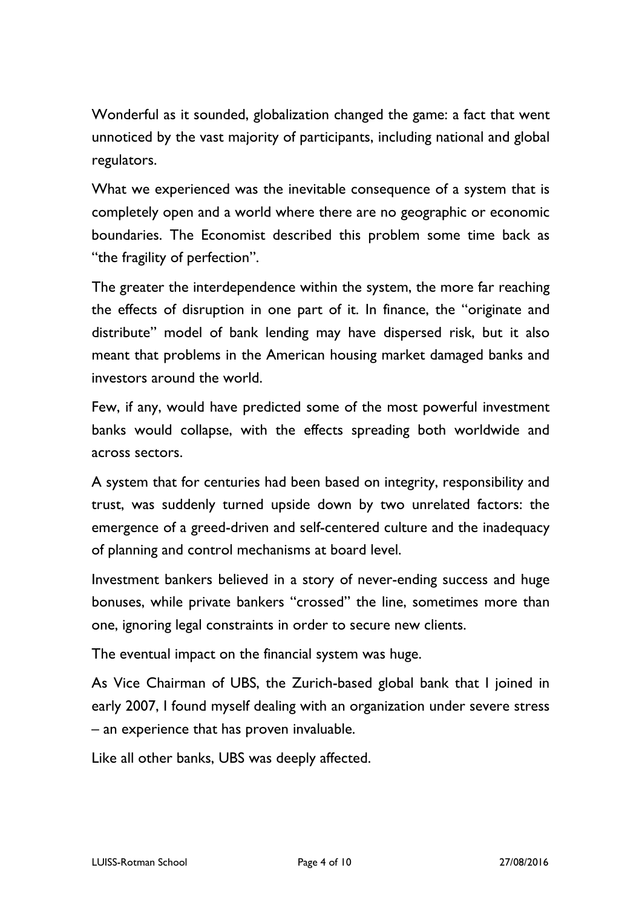Wonderful as it sounded, globalization changed the game: a fact that went unnoticed by the vast majority of participants, including national and global regulators.

What we experienced was the inevitable consequence of a system that is completely open and a world where there are no geographic or economic boundaries. The Economist described this problem some time back as "the fragility of perfection".

The greater the interdependence within the system, the more far reaching the effects of disruption in one part of it. In finance, the "originate and distribute" model of bank lending may have dispersed risk, but it also meant that problems in the American housing market damaged banks and investors around the world.

Few, if any, would have predicted some of the most powerful investment banks would collapse, with the effects spreading both worldwide and across sectors.

A system that for centuries had been based on integrity, responsibility and trust, was suddenly turned upside down by two unrelated factors: the emergence of a greed-driven and self-centered culture and the inadequacy of planning and control mechanisms at board level.

Investment bankers believed in a story of never-ending success and huge bonuses, while private bankers "crossed" the line, sometimes more than one, ignoring legal constraints in order to secure new clients.

The eventual impact on the financial system was huge.

As Vice Chairman of UBS, the Zurich-based global bank that I joined in early 2007, I found myself dealing with an organization under severe stress – an experience that has proven invaluable.

Like all other banks, UBS was deeply affected.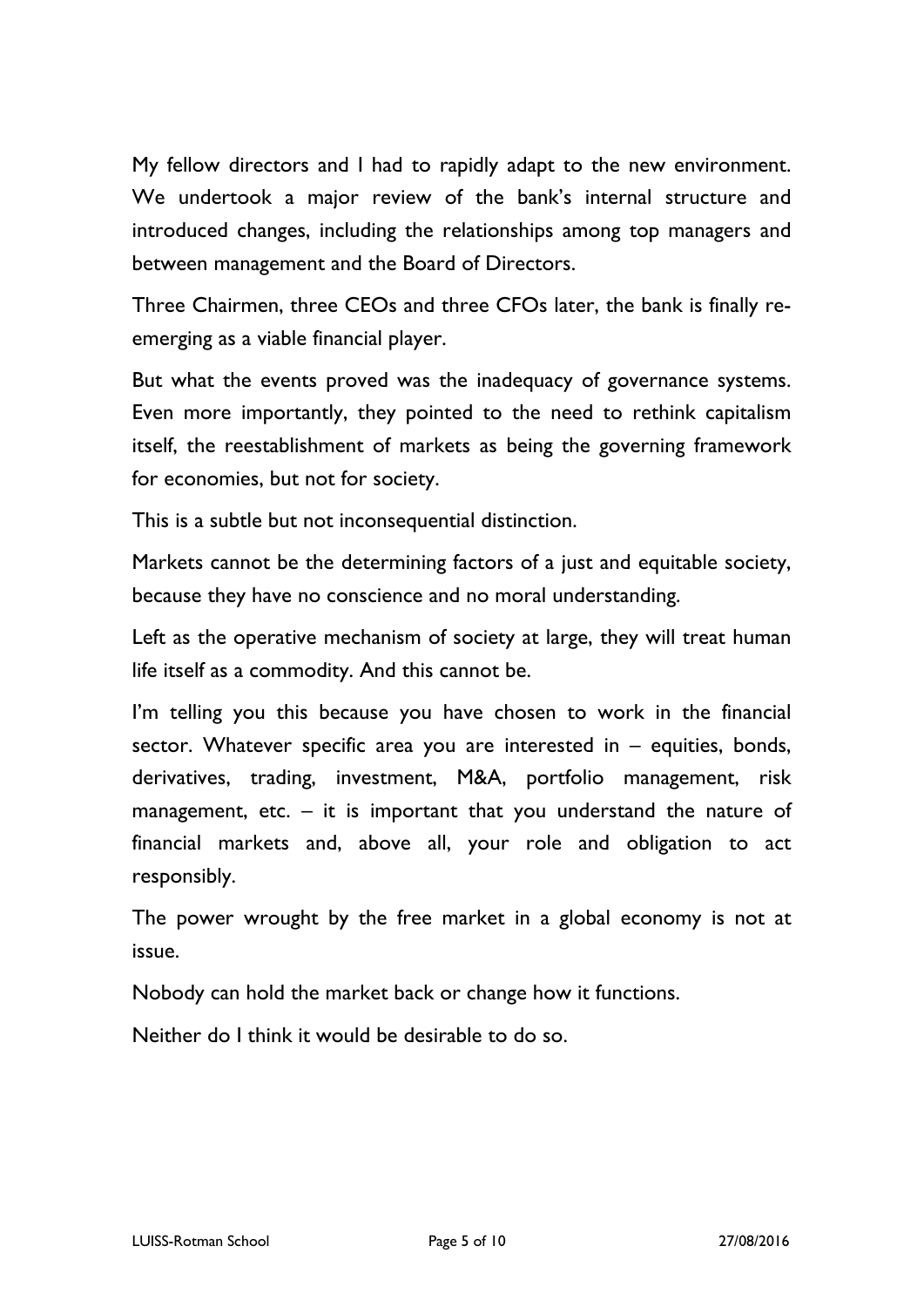My fellow directors and I had to rapidly adapt to the new environment. We undertook a major review of the bank's internal structure and introduced changes, including the relationships among top managers and between management and the Board of Directors.

Three Chairmen, three CEOs and three CFOs later, the bank is finally re-emerging as a viable financial player.

But what the events proved was the inadequacy of governance systems. Even more importantly, they pointed to the need to rethink capitalism itself, the reestablishment of markets as being the governing framework for economies, but not for society.

This is a subtle but not inconsequential distinction.

Markets cannot be the determining factors of a just and equitable society, because they have no conscience and no moral understanding.

Left as the operative mechanism of society at large, they will treat human life itself as a commodity. And this cannot be.

I'm telling you this because you have chosen to work in the financial sector. Whatever specific area you are interested in – equities, bonds, derivatives, trading, investment, M&A, portfolio management, risk management, etc. – it is important that you understand the nature of financial markets and, above all, your role and obligation to act responsibly.

The power wrought by the free market in a global economy is not at issue.

Nobody can hold the market back or change how it functions.

Neither do I think it would be desirable to do so.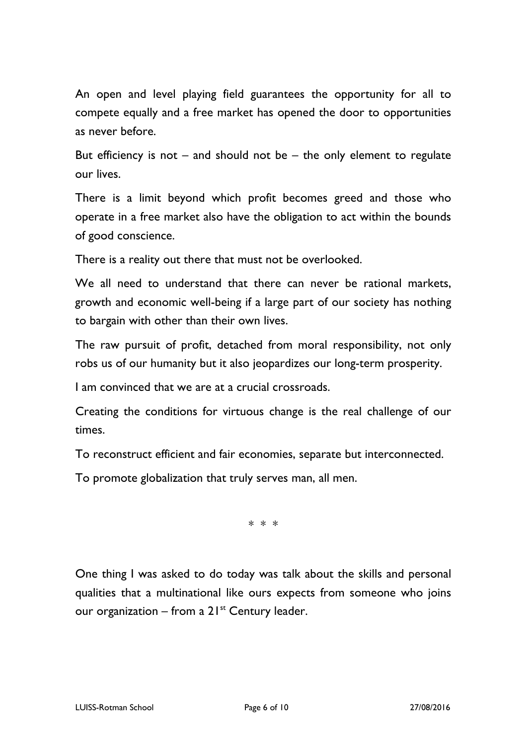An open and level playing field guarantees the opportunity for all to compete equally and a free market has opened the door to opportunities as never before.

But efficiency is not – and should not be – the only element to regulate our lives.

There is a limit beyond which profit becomes greed and those who operate in a free market also have the obligation to act within the bounds of good conscience.

There is a reality out there that must not be overlooked.

We all need to understand that there can never be rational markets, growth and economic well-being if a large part of our society has nothing to bargain with other than their own lives.

The raw pursuit of profit, detached from moral responsibility, not only robs us of our humanity but it also jeopardizes our long-term prosperity.

I am convinced that we are at a crucial crossroads.

Creating the conditions for virtuous change is the real challenge of our times.

To reconstruct efficient and fair economies, separate but interconnected.

To promote globalization that truly serves man, all men.

\* \* \*

One thing I was asked to do today was talk about the skills and personal qualities that a multinational like ours expects from someone who joins our organization – from a 21st Century leader.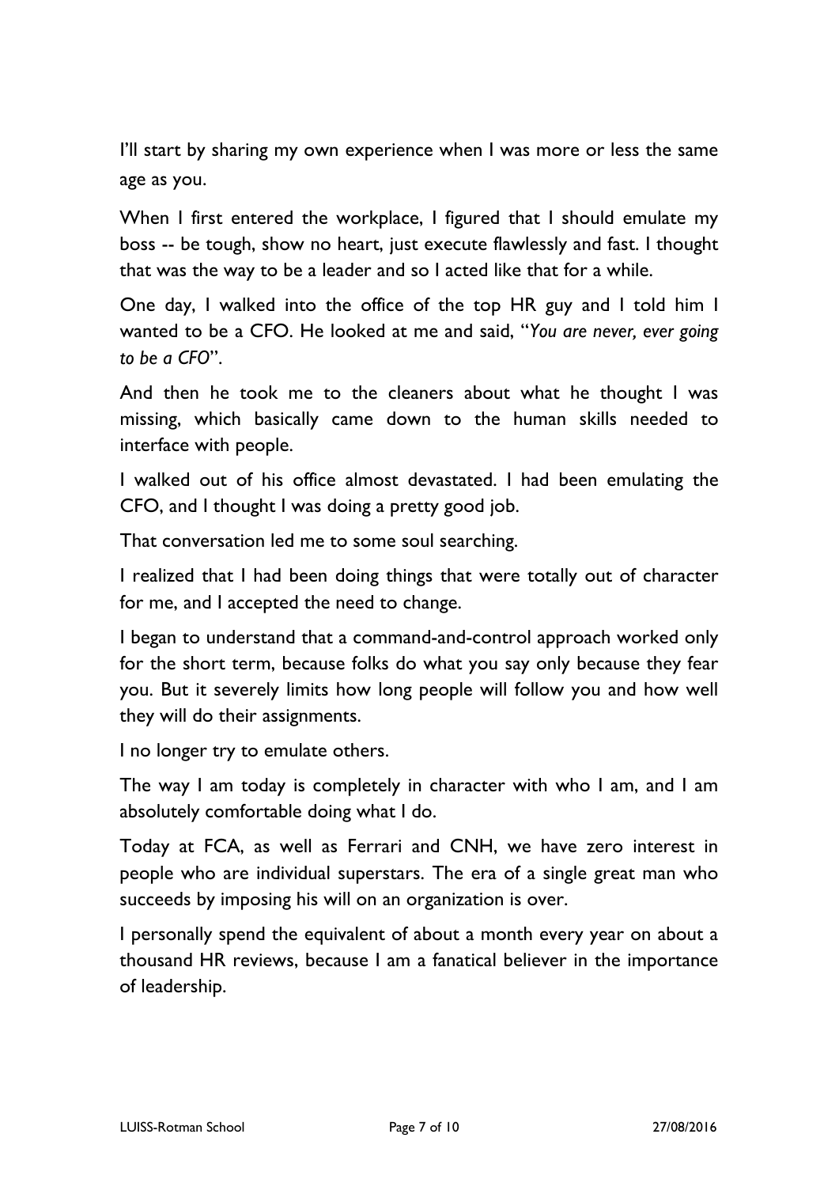I'll start by sharing my own experience when I was more or less the same age as you.

When I first entered the workplace, I figured that I should emulate my boss -- be tough, show no heart, just execute flawlessly and fast. I thought that was the way to be a leader and so I acted like that for a while.

One day, I walked into the office of the top HR guy and I told him I wanted to be a CFO. He looked at me and said, "*You are never, ever going to be a CFO*".

And then he took me to the cleaners about what he thought I was missing, which basically came down to the human skills needed to interface with people.

I walked out of his office almost devastated. I had been emulating the CFO, and I thought I was doing a pretty good job.

That conversation led me to some soul searching.

I realized that I had been doing things that were totally out of character for me, and I accepted the need to change.

I began to understand that a command-and-control approach worked only for the short term, because folks do what you say only because they fear you. But it severely limits how long people will follow you and how well they will do their assignments.

I no longer try to emulate others.

The way I am today is completely in character with who I am, and I am absolutely comfortable doing what I do.

Today at FCA, as well as Ferrari and CNH, we have zero interest in people who are individual superstars. The era of a single great man who succeeds by imposing his will on an organization is over.

I personally spend the equivalent of about a month every year on about a thousand HR reviews, because I am a fanatical believer in the importance of leadership.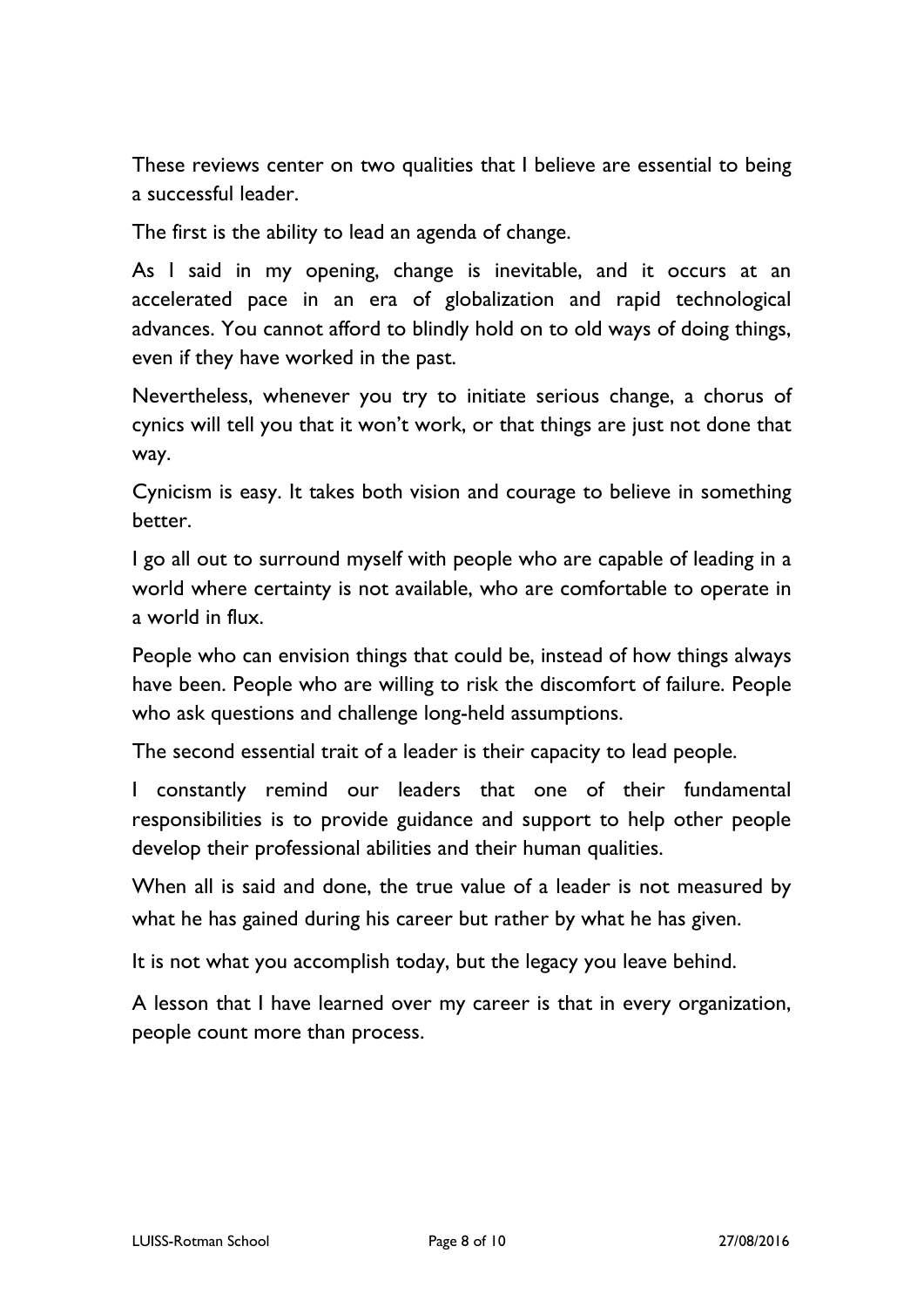These reviews center on two qualities that I believe are essential to being a successful leader.

The first is the ability to lead an agenda of change.

As I said in my opening, change is inevitable, and it occurs at an accelerated pace in an era of globalization and rapid technological advances. You cannot afford to blindly hold on to old ways of doing things, even if they have worked in the past.

Nevertheless, whenever you try to initiate serious change, a chorus of cynics will tell you that it won't work, or that things are just not done that way.

Cynicism is easy. It takes both vision and courage to believe in something better.

I go all out to surround myself with people who are capable of leading in a world where certainty is not available, who are comfortable to operate in a world in flux.

People who can envision things that could be, instead of how things always have been. People who are willing to risk the discomfort of failure. People who ask questions and challenge long-held assumptions.

The second essential trait of a leader is their capacity to lead people.

I constantly remind our leaders that one of their fundamental responsibilities is to provide guidance and support to help other people develop their professional abilities and their human qualities.

When all is said and done, the true value of a leader is not measured by what he has gained during his career but rather by what he has given.

It is not what you accomplish today, but the legacy you leave behind.

A lesson that I have learned over my career is that in every organization, people count more than process.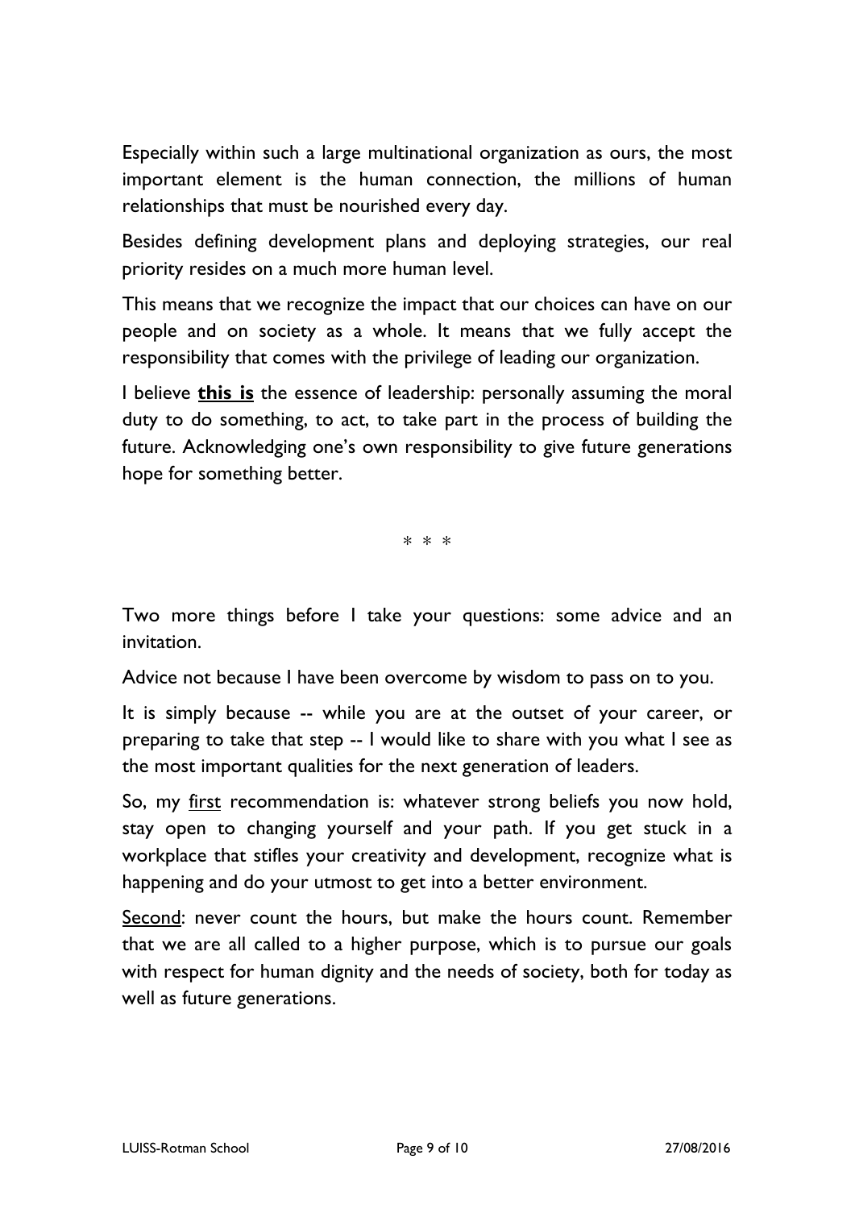Especially within such a large multinational organization as ours, the most important element is the human connection, the millions of human relationships that must be nourished every day.

Besides defining development plans and deploying strategies, our real priority resides on a much more human level.

This means that we recognize the impact that our choices can have on our people and on society as a whole. It means that we fully accept the responsibility that comes with the privilege of leading our organization.

I believe <u>**this is**</u> the essence of leadership: personally assuming the moral duty to do something, to act, to take part in the process of building the future. Acknowledging one's own responsibility to give future generations hope for something better.

\* \* \*

Two more things before I take your questions: some advice and an invitation.

Advice not because I have been overcome by wisdom to pass on to you.

It is simply because -- while you are at the outset of your career, or preparing to take that step -- I would like to share with you what I see as the most important qualities for the next generation of leaders.

So, my <u>first</u> recommendation is: whatever strong beliefs you now hold, stay open to changing yourself and your path. If you get stuck in a workplace that stifles your creativity and development, recognize what is happening and do your utmost to get into a better environment.

<u>Second</u>: never count the hours, but make the hours count. Remember that we are all called to a higher purpose, which is to pursue our goals with respect for human dignity and the needs of society, both for today as well as future generations.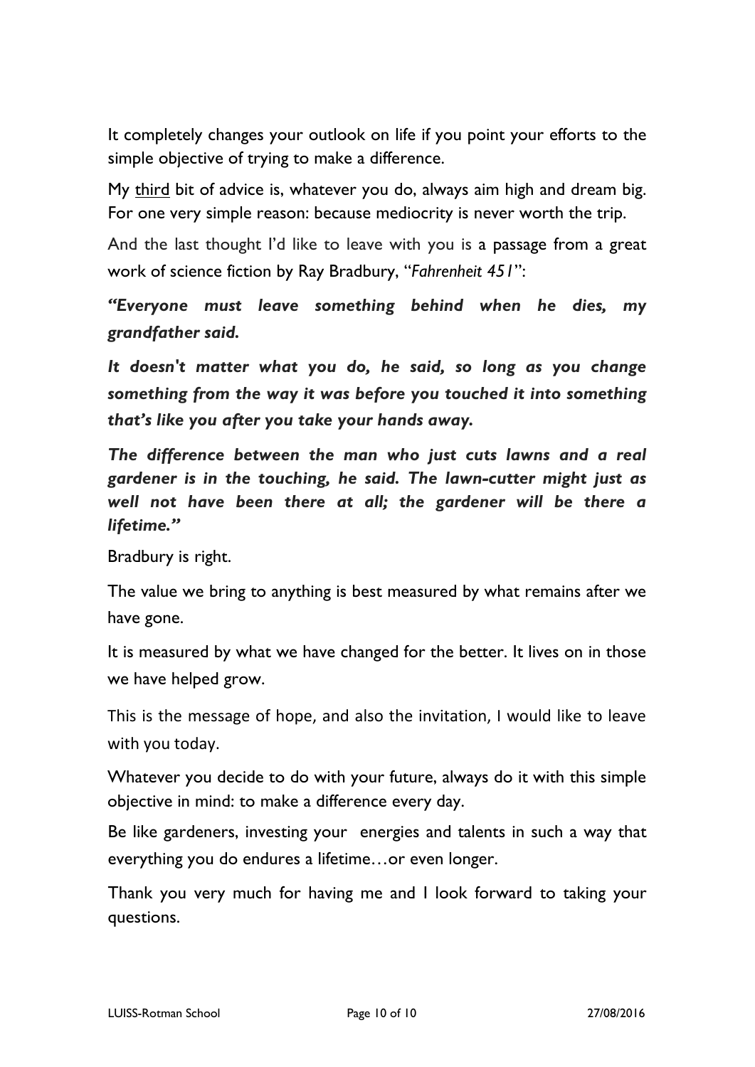It completely changes your outlook on life if you point your efforts to the simple objective of trying to make a difference.

My third bit of advice is, whatever you do, always aim high and dream big. For one very simple reason: because mediocrity is never worth the trip.

And the last thought I'd like to leave with you is a passage from a great work of science fiction by Ray Bradbury, "*Fahrenheit 451*":

***"Everyone must leave something behind when he dies, my grandfather said.***

***It doesn't matter what you do, he said, so long as you change something from the way it was before you touched it into something that's like you after you take your hands away.***

***The difference between the man who just cuts lawns and a real gardener is in the touching, he said. The lawn-cutter might just as well not have been there at all; the gardener will be there a lifetime."***

Bradbury is right.

The value we bring to anything is best measured by what remains after we have gone.

It is measured by what we have changed for the better. It lives on in those we have helped grow.

This is the message of hope, and also the invitation, I would like to leave with you today.

Whatever you decide to do with your future, always do it with this simple objective in mind: to make a difference every day.

Be like gardeners, investing your energies and talents in such a way that everything you do endures a lifetime…or even longer.

Thank you very much for having me and I look forward to taking your questions.